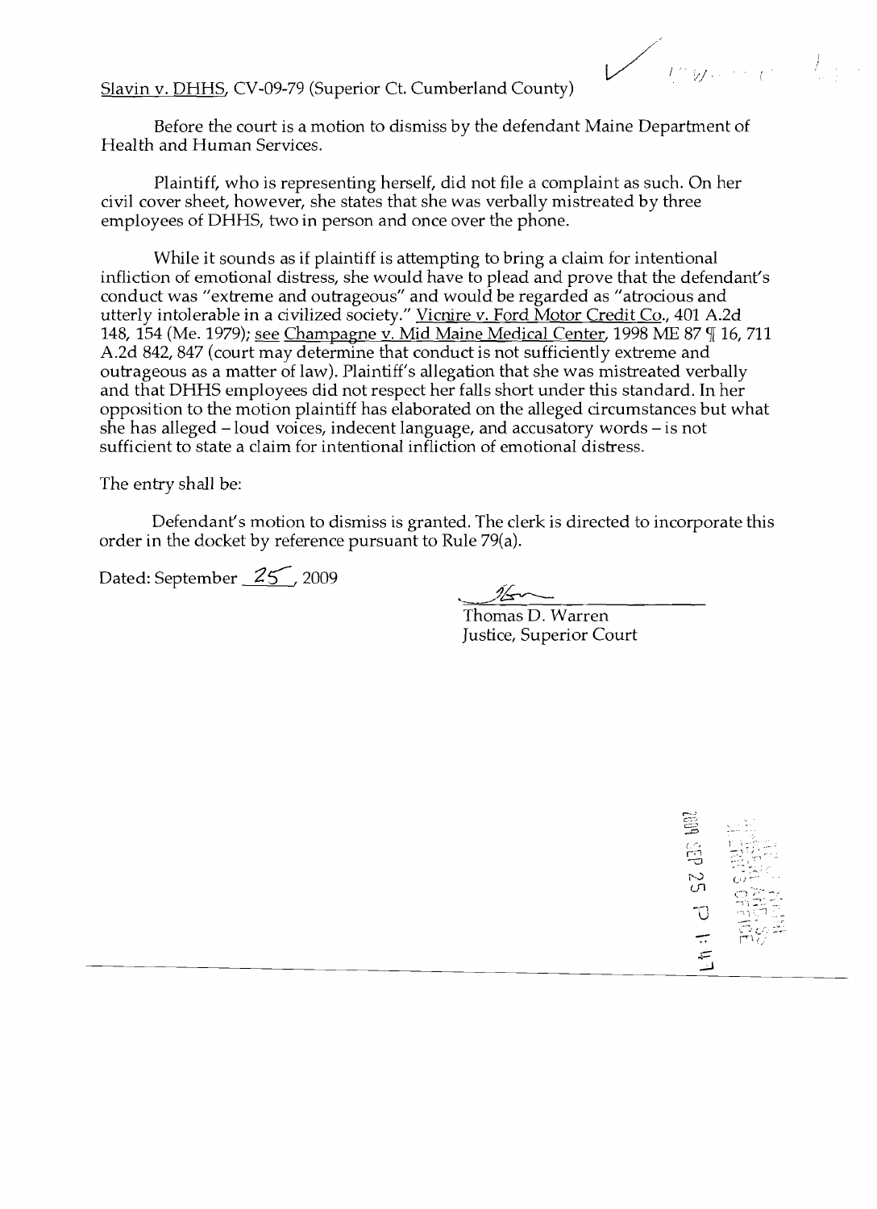Slavin v. DHHS, CV-09-79 (Superior Ct. Cumberland County)

Before the court is a motion to dismiss by the defendant Maine Department of Health and Human Services.

Plaintiff, who is representing herself, did not file a complaint as such. On her civil cover sheet, however, she states that she was verbally mistreated by three employees of DHHS, two in person and once over the phone.

While it sounds as if plaintiff is attempting to bring a claim for intentional infliction of emotional distress, she would have to plead and prove that the defendant's conduct was "extreme and outrageous" and would be regarded as "atrocious and utterly intolerable in a civilized society." Vicnire v. Ford Motor Credit Co., 401 A.2d 148, 154 (Me. 1979); see Champagne v. Mid Maine Medical Center, 1998 ME 87 ¶ 16, 711 A.2d 842, 847 (court may determine that conduct is not sufficiently extreme and outrageous as a matter of law). Plaintiff's allegation that she was mistreated verbally and that DHHS employees did not respect her falls short under this standard. In her opposition to the motion plaintiff has elaborated on the alleged circumstances but what she has alleged – loud voices, indecent language, and accusatory words – is not sufficient to state a claim for intentional infliction of emotional distress.

The entry shall be:

Defendant's motion to dismiss is granted. The clerk is directed to incorporate this order in the docket by reference pursuant to Rule 79(a).

Dated: September 25, 2009

Thomas D. Warren
Justice, Superior Court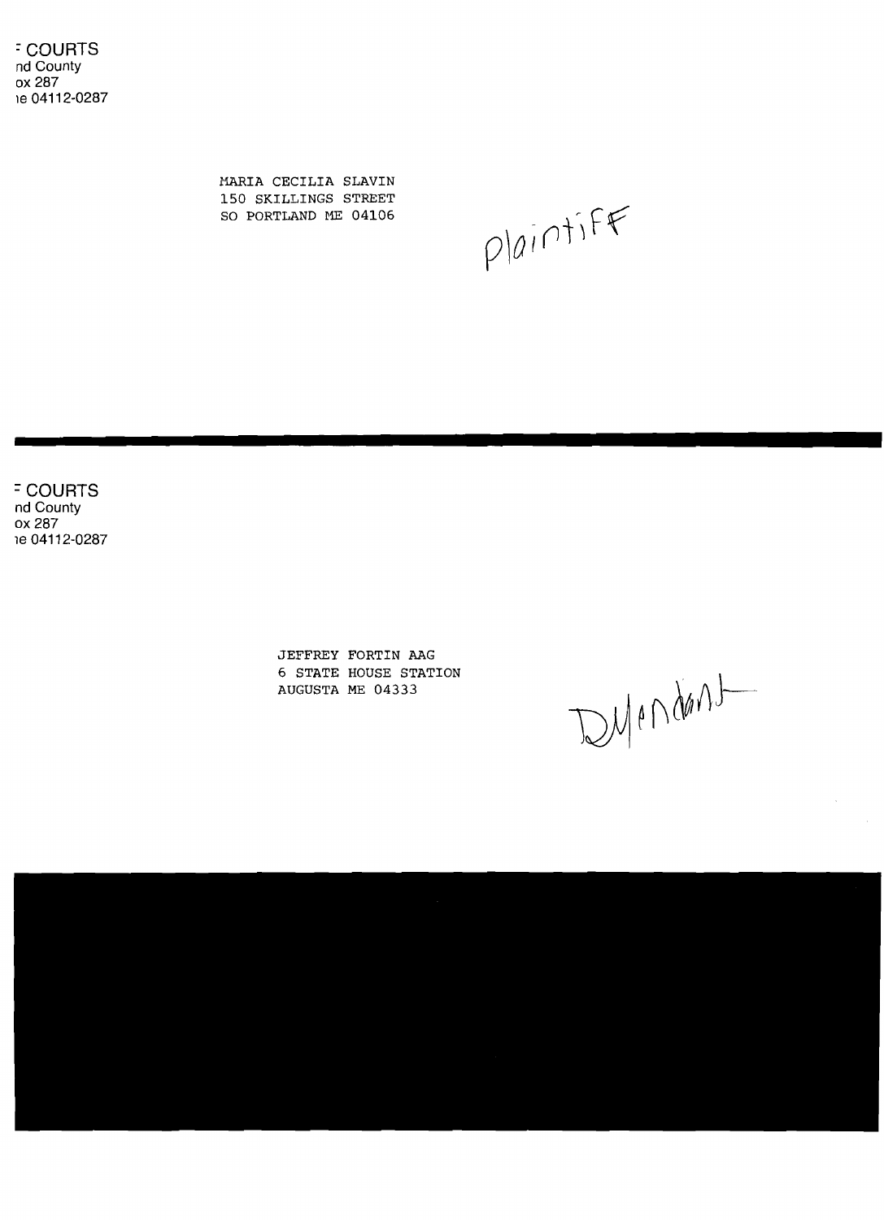COURTS
nd County
ox 287
ne 04112-0287

MARIA CECILIA SLAVIN
150 SKILLINGS STREET
SO PORTLAND ME 04106

Plaintiff

COURTS
nd County
ox 287
ne 04112-0287

JEFFREY FORTIN AAG
6 STATE HOUSE STATION
AUGUSTA ME 04333

Defendant